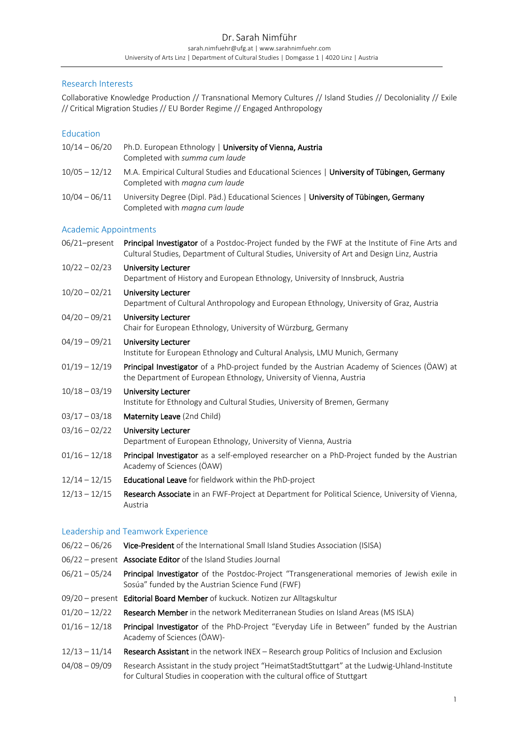# Dr. Sarah Nimführ

sarah.nimfuehr@ufg.at | www.sarahnimfuehr.com
University of Arts Linz | Department of Cultural Studies | Domgasse 1 | 4020 Linz | Austria

## Research Interests

Collaborative Knowledge Production // Transnational Memory Cultures // Island Studies // Decoloniality // Exile // Critical Migration Studies // EU Border Regime // Engaged Anthropology

## Education

10/14 – 06/20 Ph.D. European Ethnology | **University of Vienna, Austria**
Completed with *summa cum laude*

10/05 – 12/12 M.A. Empirical Cultural Studies and Educational Sciences | **University of Tübingen, Germany**
Completed with *magna cum laude*

10/04 – 06/11 University Degree (Dipl. Päd.) Educational Sciences | **University of Tübingen, Germany**
Completed with *magna cum laude*

## Academic Appointments

06/21–present **Principal Investigator** of a Postdoc-Project funded by the FWF at the Institute of Fine Arts and Cultural Studies, Department of Cultural Studies, University of Art and Design Linz, Austria

10/22 – 02/23 **University Lecturer**
Department of History and European Ethnology, University of Innsbruck, Austria

10/20 – 02/21 **University Lecturer**
Department of Cultural Anthropology and European Ethnology, University of Graz, Austria

04/20 – 09/21 **University Lecturer**
Chair for European Ethnology, University of Würzburg, Germany

04/19 – 09/21 **University Lecturer**
Institute for European Ethnology and Cultural Analysis, LMU Munich, Germany

01/19 – 12/19 **Principal Investigator** of a PhD-project funded by the Austrian Academy of Sciences (ÖAW) at the Department of European Ethnology, University of Vienna, Austria

10/18 – 03/19 **University Lecturer**
Institute for Ethnology and Cultural Studies, University of Bremen, Germany

03/17 – 03/18 **Maternity Leave** (2nd Child)

03/16 – 02/22 **University Lecturer**
Department of European Ethnology, University of Vienna, Austria

01/16 – 12/18 **Principal Investigator** as a self-employed researcher on a PhD-Project funded by the Austrian Academy of Sciences (ÖAW)

12/14 – 12/15 **Educational Leave** for fieldwork within the PhD-project

12/13 – 12/15 **Research Associate** in an FWF-Project at Department for Political Science, University of Vienna, Austria

## Leadership and Teamwork Experience

06/22 – 06/26 **Vice-President** of the International Small Island Studies Association (ISISA)

06/22 – present **Associate Editor** of the Island Studies Journal

06/21 – 05/24 **Principal Investigator** of the Postdoc-Project "Transgenerational memories of Jewish exile in Sosúa" funded by the Austrian Science Fund (FWF)

09/20 – present **Editorial Board Member** of kuckuck. Notizen zur Alltagskultur

01/20 – 12/22 **Research Member** in the network Mediterranean Studies on Island Areas (MS ISLA)

01/16 – 12/18 **Principal Investigator** of the PhD-Project "Everyday Life in Between" funded by the Austrian Academy of Sciences (ÖAW)-

12/13 – 11/14 **Research Assistant** in the network INEX – Research group Politics of Inclusion and Exclusion

04/08 – 09/09 Research Assistant in the study project "HeimatStadtStuttgart" at the Ludwig-Uhland-Institute for Cultural Studies in cooperation with the cultural office of Stuttgart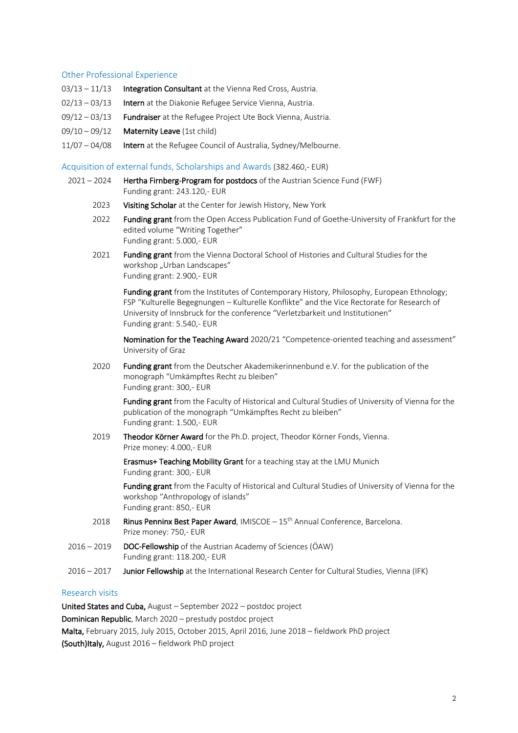## Other Professional Experience

03/13 – 11/13 **Integration Consultant** at the Vienna Red Cross, Austria.

02/13 – 03/13 **Intern** at the Diakonie Refugee Service Vienna, Austria.

09/12 – 03/13 **Fundraiser** at the Refugee Project Ute Bock Vienna, Austria.

09/10 – 09/12 **Maternity Leave** (1st child)

11/07 – 04/08 **Intern** at the Refugee Council of Australia, Sydney/Melbourne.

## Acquisition of external funds, Scholarships and Awards (382.460,- EUR)

2021 – 2024 **Hertha Firnberg-Program for postdocs** of the Austrian Science Fund (FWF)
Funding grant: 243.120,- EUR

2023 **Visiting Scholar** at the Center for Jewish History, New York

2022 **Funding grant** from the Open Access Publication Fund of Goethe-University of Frankfurt for the edited volume "Writing Together"
Funding grant: 5.000,- EUR

2021 **Funding grant** from the Vienna Doctoral School of Histories and Cultural Studies for the workshop „Urban Landscapes"
Funding grant: 2.900,- EUR

**Funding grant** from the Institutes of Contemporary History, Philosophy, European Ethnology; FSP "Kulturelle Begegnungen – Kulturelle Konflikte" and the Vice Rectorate for Research of University of Innsbruck for the conference "Verletzbarkeit und Institutionen"
Funding grant: 5.540,- EUR

**Nomination for the Teaching Award** 2020/21 "Competence-oriented teaching and assessment" University of Graz

2020 **Funding grant** from the Deutscher Akademikerinnenbund e.V. for the publication of the monograph "Umkämpftes Recht zu bleiben"
Funding grant: 300,- EUR

**Funding grant** from the Faculty of Historical and Cultural Studies of University of Vienna for the publication of the monograph "Umkämpftes Recht zu bleiben"
Funding grant: 1.500,- EUR

2019 **Theodor Körner Award** for the Ph.D. project, Theodor Körner Fonds, Vienna.
Prize money: 4.000,- EUR

**Erasmus+ Teaching Mobility Grant** for a teaching stay at the LMU Munich
Funding grant: 300,- EUR

**Funding grant** from the Faculty of Historical and Cultural Studies of University of Vienna for the workshop "Anthropology of islands"
Funding grant: 850,- EUR

2018 **Rinus Penninx Best Paper Award**, IMISCOE – 15th Annual Conference, Barcelona.
Prize money: 750,- EUR

2016 – 2019 **DOC-Fellowship** of the Austrian Academy of Sciences (ÖAW)
Funding grant: 118.200,- EUR

2016 – 2017 **Junior Fellowship** at the International Research Center for Cultural Studies, Vienna (IFK)

## Research visits

**United States and Cuba,** August – September 2022 – postdoc project
**Dominican Republic**, March 2020 – prestudy postdoc project
**Malta,** February 2015, July 2015, October 2015, April 2016, June 2018 – fieldwork PhD project
**(South)Italy,** August 2016 – fieldwork PhD project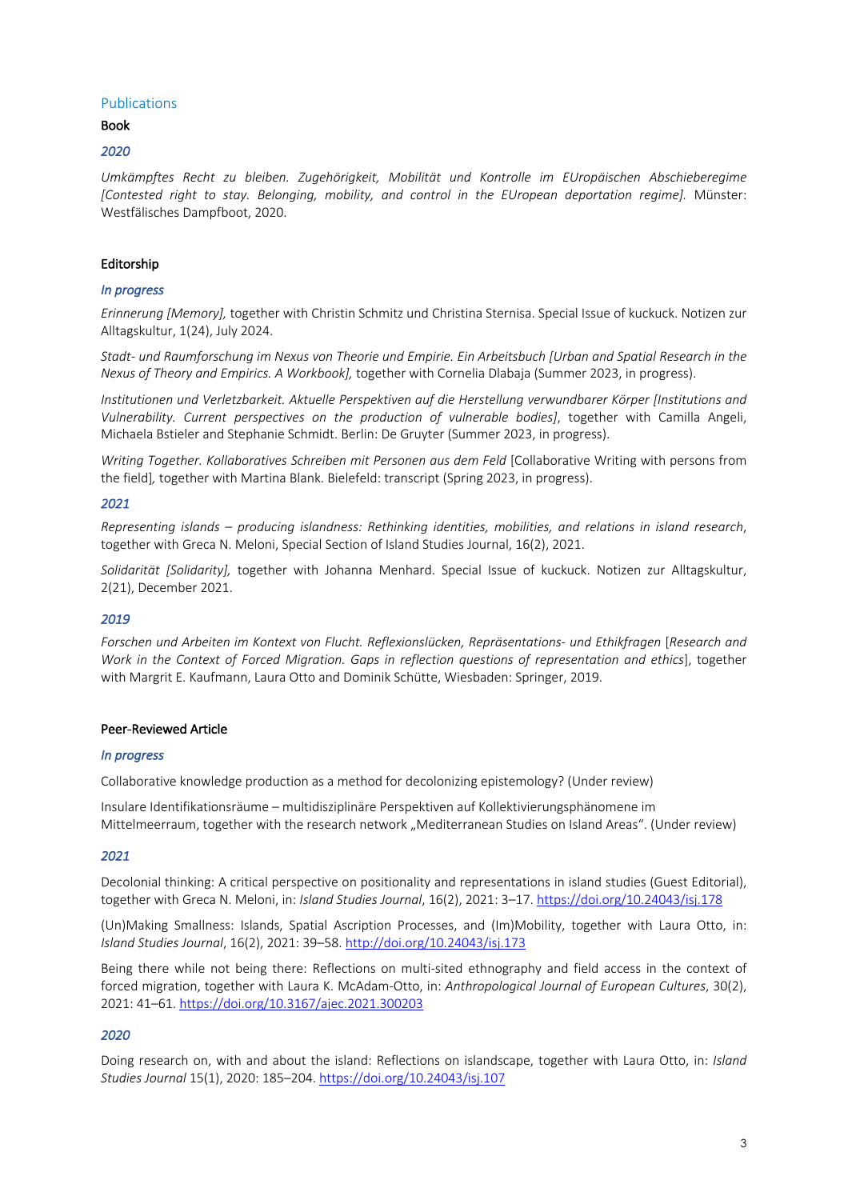## Publications

### Book

*2020*

*Umkämpftes Recht zu bleiben. Zugehörigkeit, Mobilität und Kontrolle im EUropäischen Abschieberegime [Contested right to stay. Belonging, mobility, and control in the EUropean deportation regime].* Münster: Westfälisches Dampfboot, 2020.

### Editorship

*In progress*

*Erinnerung [Memory],* together with Christin Schmitz und Christina Sternisa. Special Issue of kuckuck. Notizen zur Alltagskultur, 1(24), July 2024.

*Stadt- und Raumforschung im Nexus von Theorie und Empirie. Ein Arbeitsbuch [Urban and Spatial Research in the Nexus of Theory and Empirics. A Workbook],* together with Cornelia Dlabaja (Summer 2023, in progress).

*Institutionen und Verletzbarkeit. Aktuelle Perspektiven auf die Herstellung verwundbarer Körper [Institutions and Vulnerability. Current perspectives on the production of vulnerable bodies]*, together with Camilla Angeli, Michaela Bstieler and Stephanie Schmidt. Berlin: De Gruyter (Summer 2023, in progress).

*Writing Together. Kollaboratives Schreiben mit Personen aus dem Feld* [Collaborative Writing with persons from the field]*,* together with Martina Blank. Bielefeld: transcript (Spring 2023, in progress).

*2021*

*Representing islands – producing islandness: Rethinking identities, mobilities, and relations in island research*, together with Greca N. Meloni, Special Section of Island Studies Journal, 16(2), 2021.

*Solidarität [Solidarity],* together with Johanna Menhard. Special Issue of kuckuck. Notizen zur Alltagskultur, 2(21), December 2021.

*2019*

*Forschen und Arbeiten im Kontext von Flucht. Reflexionslücken, Repräsentations- und Ethikfragen* [*Research and Work in the Context of Forced Migration. Gaps in reflection questions of representation and ethics*], together with Margrit E. Kaufmann, Laura Otto and Dominik Schütte, Wiesbaden: Springer, 2019.

### Peer-Reviewed Article

*In progress*

Collaborative knowledge production as a method for decolonizing epistemology? (Under review)

Insulare Identifikationsräume – multidisziplinäre Perspektiven auf Kollektivierungsphänomene im Mittelmeerraum, together with the research network „Mediterranean Studies on Island Areas". (Under review)

*2021*

Decolonial thinking: A critical perspective on positionality and representations in island studies (Guest Editorial), together with Greca N. Meloni, in: *Island Studies Journal*, 16(2), 2021: 3–17. https://doi.org/10.24043/isj.178

(Un)Making Smallness: Islands, Spatial Ascription Processes, and (Im)Mobility, together with Laura Otto, in: *Island Studies Journal*, 16(2), 2021: 39–58. http://doi.org/10.24043/isj.173

Being there while not being there: Reflections on multi-sited ethnography and field access in the context of forced migration, together with Laura K. McAdam-Otto, in: *Anthropological Journal of European Cultures*, 30(2), 2021: 41–61. https://doi.org/10.3167/ajec.2021.300203

*2020*

Doing research on, with and about the island: Reflections on islandscape, together with Laura Otto, in: *Island Studies Journal* 15(1), 2020: 185–204. https://doi.org/10.24043/isj.107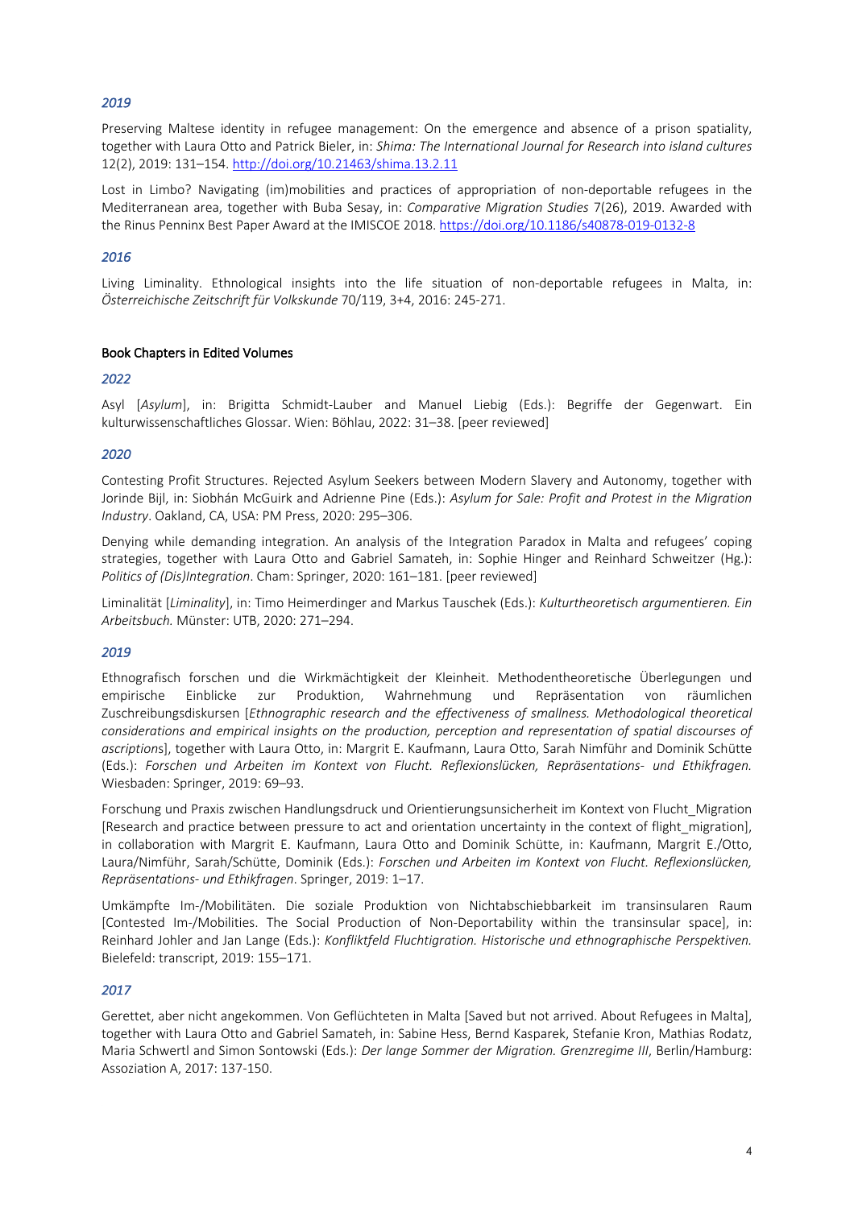*2019*

Preserving Maltese identity in refugee management: On the emergence and absence of a prison spatiality, together with Laura Otto and Patrick Bieler, in: *Shima: The International Journal for Research into island cultures* 12(2), 2019: 131–154. http://doi.org/10.21463/shima.13.2.11

Lost in Limbo? Navigating (im)mobilities and practices of appropriation of non-deportable refugees in the Mediterranean area, together with Buba Sesay, in: *Comparative Migration Studies* 7(26), 2019. Awarded with the Rinus Penninx Best Paper Award at the IMISCOE 2018. https://doi.org/10.1186/s40878-019-0132-8

*2016*

Living Liminality. Ethnological insights into the life situation of non-deportable refugees in Malta, in: *Österreichische Zeitschrift für Volkskunde* 70/119, 3+4, 2016: 245-271.

### Book Chapters in Edited Volumes

*2022*

Asyl [*Asylum*], in: Brigitta Schmidt-Lauber and Manuel Liebig (Eds.): Begriffe der Gegenwart. Ein kulturwissenschaftliches Glossar. Wien: Böhlau, 2022: 31–38. [peer reviewed]

*2020*

Contesting Profit Structures. Rejected Asylum Seekers between Modern Slavery and Autonomy, together with Jorinde Bijl, in: Siobhán McGuirk and Adrienne Pine (Eds.): *Asylum for Sale: Profit and Protest in the Migration Industry*. Oakland, CA, USA: PM Press, 2020: 295–306.

Denying while demanding integration. An analysis of the Integration Paradox in Malta and refugees' coping strategies, together with Laura Otto and Gabriel Samateh, in: Sophie Hinger and Reinhard Schweitzer (Hg.): *Politics of (Dis)Integration*. Cham: Springer, 2020: 161–181. [peer reviewed]

Liminalität [*Liminality*], in: Timo Heimerdinger and Markus Tauschek (Eds.): *Kulturtheoretisch argumentieren. Ein Arbeitsbuch.* Münster: UTB, 2020: 271–294.

*2019*

Ethnografisch forschen und die Wirkmächtigkeit der Kleinheit. Methodentheoretische Überlegungen und empirische Einblicke zur Produktion, Wahrnehmung und Repräsentation von räumlichen Zuschreibungsdiskursen [*Ethnographic research and the effectiveness of smallness. Methodological theoretical considerations and empirical insights on the production, perception and representation of spatial discourses of ascriptions*], together with Laura Otto, in: Margrit E. Kaufmann, Laura Otto, Sarah Nimführ and Dominik Schütte (Eds.): *Forschen und Arbeiten im Kontext von Flucht. Reflexionslücken, Repräsentations- und Ethikfragen.* Wiesbaden: Springer, 2019: 69–93.

Forschung und Praxis zwischen Handlungsdruck und Orientierungsunsicherheit im Kontext von Flucht_Migration [Research and practice between pressure to act and orientation uncertainty in the context of flight_migration], in collaboration with Margrit E. Kaufmann, Laura Otto and Dominik Schütte, in: Kaufmann, Margrit E./Otto, Laura/Nimführ, Sarah/Schütte, Dominik (Eds.): *Forschen und Arbeiten im Kontext von Flucht. Reflexionslücken, Repräsentations- und Ethikfragen*. Springer, 2019: 1–17.

Umkämpfte Im-/Mobilitäten. Die soziale Produktion von Nichtabschiebbarkeit im transinsularen Raum [Contested Im-/Mobilities. The Social Production of Non-Deportability within the transinsular space], in: Reinhard Johler and Jan Lange (Eds.): *Konfliktfeld Fluchtigration. Historische und ethnographische Perspektiven.* Bielefeld: transcript, 2019: 155–171.

*2017*

Gerettet, aber nicht angekommen. Von Geflüchteten in Malta [Saved but not arrived. About Refugees in Malta], together with Laura Otto and Gabriel Samateh, in: Sabine Hess, Bernd Kasparek, Stefanie Kron, Mathias Rodatz, Maria Schwertl and Simon Sontowski (Eds.): *Der lange Sommer der Migration. Grenzregime III*, Berlin/Hamburg: Assoziation A, 2017: 137-150.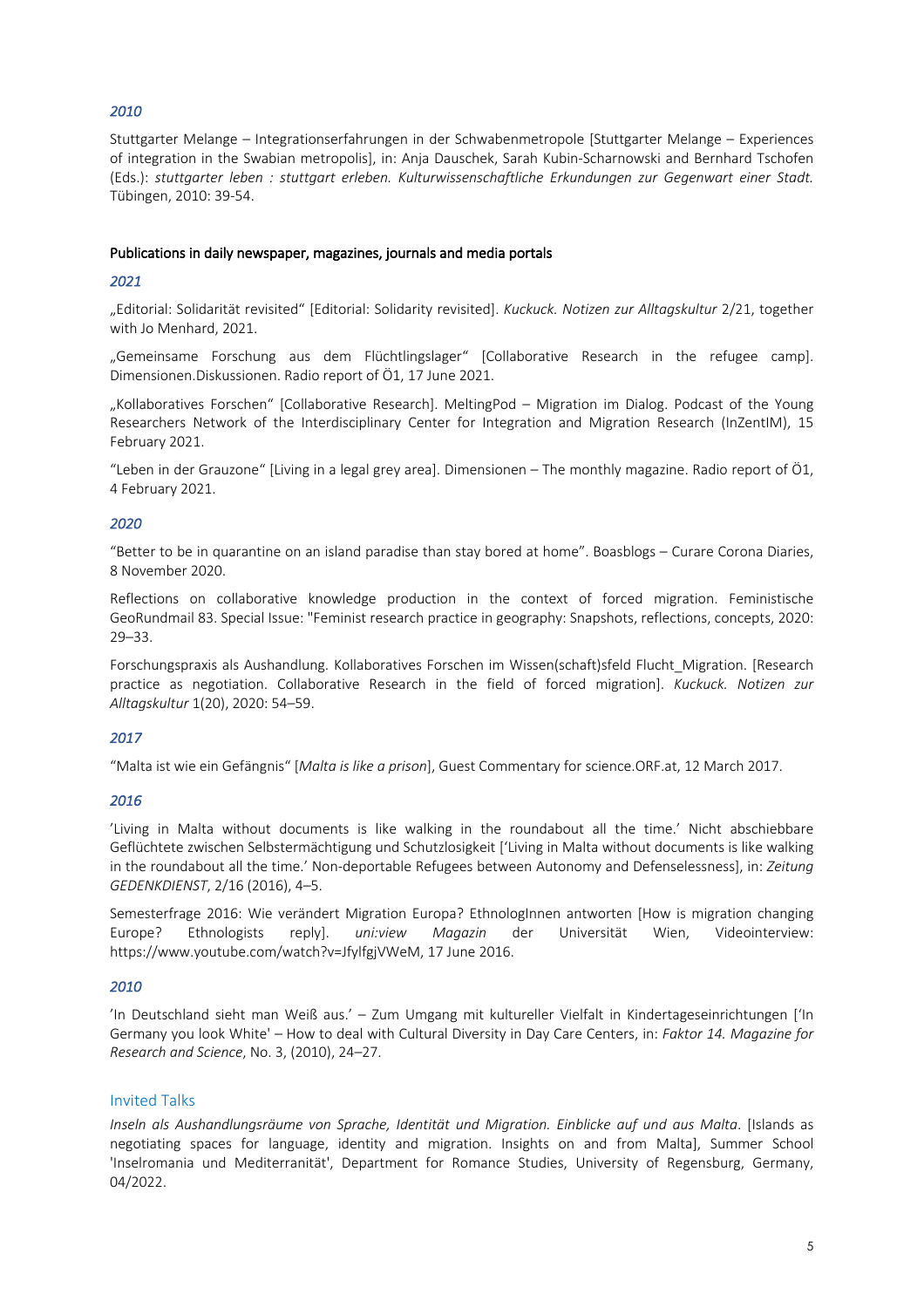### *2010*

Stuttgarter Melange – Integrationserfahrungen in der Schwabenmetropole [Stuttgarter Melange – Experiences of integration in the Swabian metropolis], in: Anja Dauschek, Sarah Kubin-Scharnowski and Bernhard Tschofen (Eds.): *stuttgarter leben : stuttgart erleben. Kulturwissenschaftliche Erkundungen zur Gegenwart einer Stadt.* Tübingen, 2010: 39-54.

#### Publications in daily newspaper, magazines, journals and media portals

### *2021*

„Editorial: Solidarität revisited“ [Editorial: Solidarity revisited]. *Kuckuck. Notizen zur Alltagskultur* 2/21, together with Jo Menhard, 2021.

„Gemeinsame Forschung aus dem Flüchtlingslager“ [Collaborative Research in the refugee camp]. Dimensionen.Diskussionen. Radio report of Ö1, 17 June 2021.

„Kollaboratives Forschen“ [Collaborative Research]. MeltingPod – Migration im Dialog. Podcast of the Young Researchers Network of the Interdisciplinary Center for Integration and Migration Research (InZentIM), 15 February 2021.

“Leben in der Grauzone“ [Living in a legal grey area]. Dimensionen – The monthly magazine. Radio report of Ö1, 4 February 2021.

### *2020*

“Better to be in quarantine on an island paradise than stay bored at home”. Boasblogs – Curare Corona Diaries, 8 November 2020.

Reflections on collaborative knowledge production in the context of forced migration. Feministische GeoRundmail 83. Special Issue: "Feminist research practice in geography: Snapshots, reflections, concepts, 2020: 29–33.

Forschungspraxis als Aushandlung. Kollaboratives Forschen im Wissen(schaft)sfeld Flucht_Migration. [Research practice as negotiation. Collaborative Research in the field of forced migration]. *Kuckuck. Notizen zur Alltagskultur* 1(20), 2020: 54–59.

### *2017*

“Malta ist wie ein Gefängnis“ [*Malta is like a prison*], Guest Commentary for science.ORF.at, 12 March 2017.

### *2016*

'Living in Malta without documents is like walking in the roundabout all the time.' Nicht abschiebbare Geflüchtete zwischen Selbstermächtigung und Schutzlosigkeit ['Living in Malta without documents is like walking in the roundabout all the time.' Non-deportable Refugees between Autonomy and Defenselessness], in: *Zeitung GEDENKDIENST*, 2/16 (2016), 4–5.

Semesterfrage 2016: Wie verändert Migration Europa? EthnologInnen antworten [How is migration changing Europe? Ethnologists reply]. *uni:view Magazin* der Universität Wien, Videointerview: https://www.youtube.com/watch?v=JfylfgjVWeM, 17 June 2016.

### *2010*

'In Deutschland sieht man Weiß aus.' – Zum Umgang mit kultureller Vielfalt in Kindertageseinrichtungen ['In Germany you look White' – How to deal with Cultural Diversity in Day Care Centers, in: *Faktor 14. Magazine for Research and Science*, No. 3, (2010), 24–27.

## Invited Talks

*Inseln als Aushandlungsräume von Sprache, Identität und Migration. Einblicke auf und aus Malta*. [Islands as negotiating spaces for language, identity and migration. Insights on and from Malta], Summer School 'Inselromania und Mediterranität', Department for Romance Studies, University of Regensburg, Germany, 04/2022.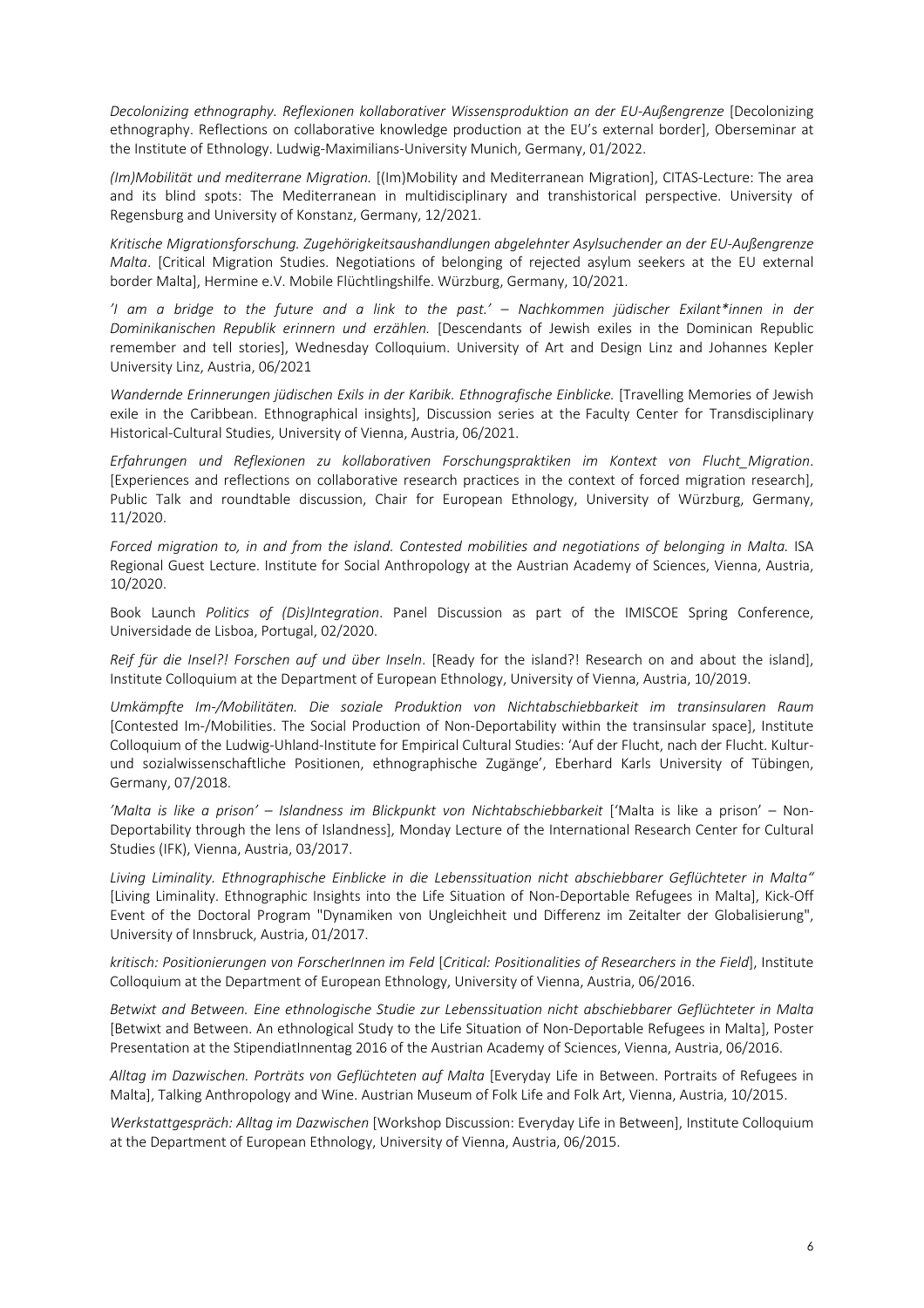*Decolonizing ethnography. Reflexionen kollaborativer Wissensproduktion an der EU-Außengrenze* [Decolonizing ethnography. Reflections on collaborative knowledge production at the EU's external border], Oberseminar at the Institute of Ethnology. Ludwig-Maximilians-University Munich, Germany, 01/2022.

*(Im)Mobilität und mediterrane Migration.* [(Im)Mobility and Mediterranean Migration], CITAS-Lecture: The area and its blind spots: The Mediterranean in multidisciplinary and transhistorical perspective. University of Regensburg and University of Konstanz, Germany, 12/2021.

*Kritische Migrationsforschung. Zugehörigkeitsaushandlungen abgelehnter Asylsuchender an der EU-Außengrenze Malta*. [Critical Migration Studies. Negotiations of belonging of rejected asylum seekers at the EU external border Malta], Hermine e.V. Mobile Flüchtlingshilfe. Würzburg, Germany, 10/2021.

*'I am a bridge to the future and a link to the past.' – Nachkommen jüdischer Exilant\*innen in der Dominikanischen Republik erinnern und erzählen.* [Descendants of Jewish exiles in the Dominican Republic remember and tell stories], Wednesday Colloquium. University of Art and Design Linz and Johannes Kepler University Linz, Austria, 06/2021

*Wandernde Erinnerungen jüdischen Exils in der Karibik. Ethnografische Einblicke.* [Travelling Memories of Jewish exile in the Caribbean. Ethnographical insights], Discussion series at the Faculty Center for Transdisciplinary Historical-Cultural Studies, University of Vienna, Austria, 06/2021.

*Erfahrungen und Reflexionen zu kollaborativen Forschungspraktiken im Kontext von Flucht_Migration*. [Experiences and reflections on collaborative research practices in the context of forced migration research], Public Talk and roundtable discussion, Chair for European Ethnology, University of Würzburg, Germany, 11/2020.

*Forced migration to, in and from the island. Contested mobilities and negotiations of belonging in Malta.* ISA Regional Guest Lecture. Institute for Social Anthropology at the Austrian Academy of Sciences, Vienna, Austria, 10/2020.

Book Launch *Politics of (Dis)Integration*. Panel Discussion as part of the IMISCOE Spring Conference, Universidade de Lisboa, Portugal, 02/2020.

*Reif für die Insel?! Forschen auf und über Inseln*. [Ready for the island?! Research on and about the island], Institute Colloquium at the Department of European Ethnology, University of Vienna, Austria, 10/2019.

*Umkämpfte Im-/Mobilitäten. Die soziale Produktion von Nichtabschiebbarkeit im transinsularen Raum* [Contested Im-/Mobilities. The Social Production of Non-Deportability within the transinsular space], Institute Colloquium of the Ludwig-Uhland-Institute for Empirical Cultural Studies: 'Auf der Flucht, nach der Flucht. Kultur- und sozialwissenschaftliche Positionen, ethnographische Zugänge', Eberhard Karls University of Tübingen, Germany, 07/2018.

*'Malta is like a prison' – Islandness im Blickpunkt von Nichtabschiebbarkeit* ['Malta is like a prison' – Non-Deportability through the lens of Islandness], Monday Lecture of the International Research Center for Cultural Studies (IFK), Vienna, Austria, 03/2017.

*Living Liminality. Ethnographische Einblicke in die Lebenssituation nicht abschiebbarer Geflüchteter in Malta"* [Living Liminality. Ethnographic Insights into the Life Situation of Non-Deportable Refugees in Malta], Kick-Off Event of the Doctoral Program "Dynamiken von Ungleichheit und Differenz im Zeitalter der Globalisierung", University of Innsbruck, Austria, 01/2017.

*kritisch: Positionierungen von ForscherInnen im Feld* [*Critical: Positionalities of Researchers in the Field*], Institute Colloquium at the Department of European Ethnology, University of Vienna, Austria, 06/2016.

*Betwixt and Between. Eine ethnologische Studie zur Lebenssituation nicht abschiebbarer Geflüchteter in Malta* [Betwixt and Between. An ethnological Study to the Life Situation of Non-Deportable Refugees in Malta], Poster Presentation at the StipendiatInnentag 2016 of the Austrian Academy of Sciences, Vienna, Austria, 06/2016.

*Alltag im Dazwischen. Porträts von Geflüchteten auf Malta* [Everyday Life in Between. Portraits of Refugees in Malta], Talking Anthropology and Wine. Austrian Museum of Folk Life and Folk Art, Vienna, Austria, 10/2015.

*Werkstattgespräch: Alltag im Dazwischen* [Workshop Discussion: Everyday Life in Between], Institute Colloquium at the Department of European Ethnology, University of Vienna, Austria, 06/2015.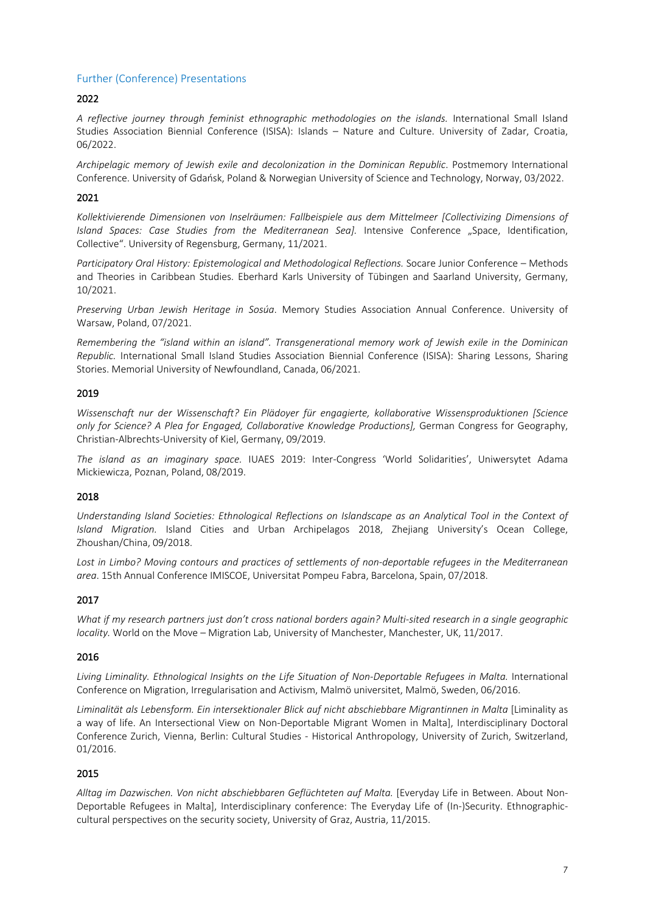## Further (Conference) Presentations

### 2022

*A reflective journey through feminist ethnographic methodologies on the islands.* International Small Island Studies Association Biennial Conference (ISISA): Islands – Nature and Culture. University of Zadar, Croatia, 06/2022.

*Archipelagic memory of Jewish exile and decolonization in the Dominican Republic*. Postmemory International Conference. University of Gdańsk, Poland & Norwegian University of Science and Technology, Norway, 03/2022.

### 2021

*Kollektivierende Dimensionen von Inselräumen: Fallbeispiele aus dem Mittelmeer [Collectivizing Dimensions of Island Spaces: Case Studies from the Mediterranean Sea].* Intensive Conference „Space, Identification, Collective". University of Regensburg, Germany, 11/2021.

*Participatory Oral History: Epistemological and Methodological Reflections.* Socare Junior Conference – Methods and Theories in Caribbean Studies. Eberhard Karls University of Tübingen and Saarland University, Germany, 10/2021.

*Preserving Urban Jewish Heritage in Sosúa*. Memory Studies Association Annual Conference. University of Warsaw, Poland, 07/2021.

*Remembering the "island within an island". Transgenerational memory work of Jewish exile in the Dominican Republic.* International Small Island Studies Association Biennial Conference (ISISA): Sharing Lessons, Sharing Stories. Memorial University of Newfoundland, Canada, 06/2021.

### 2019

*Wissenschaft nur der Wissenschaft? Ein Plädoyer für engagierte, kollaborative Wissensproduktionen [Science only for Science? A Plea for Engaged, Collaborative Knowledge Productions],* German Congress for Geography, Christian-Albrechts-University of Kiel, Germany, 09/2019.

*The island as an imaginary space.* IUAES 2019: Inter-Congress 'World Solidarities', Uniwersytet Adama Mickiewicza, Poznan, Poland, 08/2019.

### 2018

*Understanding Island Societies: Ethnological Reflections on Islandscape as an Analytical Tool in the Context of Island Migration.* Island Cities and Urban Archipelagos 2018, Zhejiang University's Ocean College, Zhoushan/China, 09/2018.

*Lost in Limbo? Moving contours and practices of settlements of non-deportable refugees in the Mediterranean area*. 15th Annual Conference IMISCOE, Universitat Pompeu Fabra, Barcelona, Spain, 07/2018.

### 2017

*What if my research partners just don't cross national borders again? Multi-sited research in a single geographic locality.* World on the Move – Migration Lab, University of Manchester, Manchester, UK, 11/2017.

### 2016

*Living Liminality. Ethnological Insights on the Life Situation of Non-Deportable Refugees in Malta.* International Conference on Migration, Irregularisation and Activism, Malmö universitet, Malmö, Sweden, 06/2016.

*Liminalität als Lebensform. Ein intersektionaler Blick auf nicht abschiebbare Migrantinnen in Malta* [Liminality as a way of life. An Intersectional View on Non-Deportable Migrant Women in Malta], Interdisciplinary Doctoral Conference Zurich, Vienna, Berlin: Cultural Studies - Historical Anthropology, University of Zurich, Switzerland, 01/2016.

### 2015

*Alltag im Dazwischen. Von nicht abschiebbaren Geflüchteten auf Malta.* [Everyday Life in Between. About Non-Deportable Refugees in Malta], Interdisciplinary conference: The Everyday Life of (In-)Security. Ethnographic-cultural perspectives on the security society, University of Graz, Austria, 11/2015.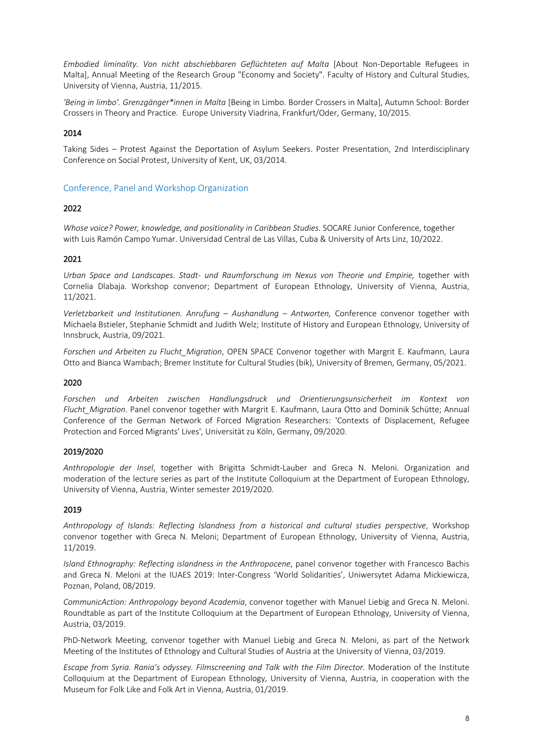*Embodied liminality. Von nicht abschiebbaren Geflüchteten auf Malta* [About Non-Deportable Refugees in Malta], Annual Meeting of the Research Group "Economy and Society". Faculty of History and Cultural Studies, University of Vienna, Austria, 11/2015.

*'Being in limbo'. Grenzgänger*innen in Malta* [Being in Limbo. Border Crossers in Malta], Autumn School: Border Crossers in Theory and Practice. Europe University Viadrina, Frankfurt/Oder, Germany, 10/2015.

#### 2014

Taking Sides – Protest Against the Deportation of Asylum Seekers. Poster Presentation, 2nd Interdisciplinary Conference on Social Protest, University of Kent, UK, 03/2014.

### Conference, Panel and Workshop Organization

#### 2022

*Whose voice? Power, knowledge, and positionality in Caribbean Studies.* SOCARE Junior Conference, together with Luis Ramón Campo Yumar. Universidad Central de Las Villas, Cuba & University of Arts Linz, 10/2022.

#### 2021

*Urban Space and Landscapes. Stadt- und Raumforschung im Nexus von Theorie und Empirie,* together with Cornelia Dlabaja. Workshop convenor; Department of European Ethnology, University of Vienna, Austria, 11/2021.

*Verletzbarkeit und Institutionen. Anrufung – Aushandlung – Antworten,* Conference convenor together with Michaela Bstieler, Stephanie Schmidt and Judith Welz; Institute of History and European Ethnology, University of Innsbruck, Austria, 09/2021.

*Forschen und Arbeiten zu Flucht_Migration*, OPEN SPACE Convenor together with Margrit E. Kaufmann, Laura Otto and Bianca Wambach; Bremer Institute for Cultural Studies (bik), University of Bremen, Germany, 05/2021.

#### 2020

*Forschen und Arbeiten zwischen Handlungsdruck und Orientierungsunsicherheit im Kontext von Flucht_Migration*. Panel convenor together with Margrit E. Kaufmann, Laura Otto and Dominik Schütte; Annual Conference of the German Network of Forced Migration Researchers: 'Contexts of Displacement, Refugee Protection and Forced Migrants' Lives', Universität zu Köln, Germany, 09/2020.

#### 2019/2020

*Anthropologie der Insel*, together with Brigitta Schmidt-Lauber and Greca N. Meloni. Organization and moderation of the lecture series as part of the Institute Colloquium at the Department of European Ethnology, University of Vienna, Austria, Winter semester 2019/2020.

#### 2019

*Anthropology of Islands: Reflecting Islandness from a historical and cultural studies perspective*, Workshop convenor together with Greca N. Meloni; Department of European Ethnology, University of Vienna, Austria, 11/2019.

*Island Ethnography: Reflecting islandness in the Anthropocene*, panel convenor together with Francesco Bachis and Greca N. Meloni at the IUAES 2019: Inter-Congress 'World Solidarities', Uniwersytet Adama Mickiewicza, Poznan, Poland, 08/2019.

*CommunicAction: Anthropology beyond Academia*, convenor together with Manuel Liebig and Greca N. Meloni. Roundtable as part of the Institute Colloquium at the Department of European Ethnology, University of Vienna, Austria, 03/2019.

PhD-Network Meeting, convenor together with Manuel Liebig and Greca N. Meloni, as part of the Network Meeting of the Institutes of Ethnology and Cultural Studies of Austria at the University of Vienna, 03/2019.

*Escape from Syria. Rania's odyssey. Filmscreening and Talk with the Film Director.* Moderation of the Institute Colloquium at the Department of European Ethnology, University of Vienna, Austria, in cooperation with the Museum for Folk Like and Folk Art in Vienna, Austria, 01/2019.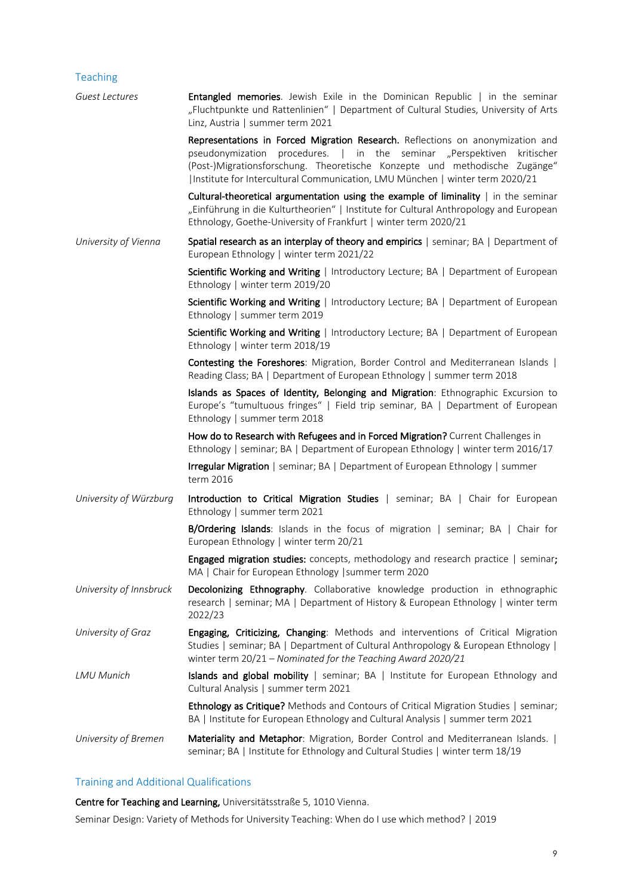## Teaching

*Guest Lectures*

**Entangled memories**. Jewish Exile in the Dominican Republic | in the seminar „Fluchtpunkte und Rattenlinien" | Department of Cultural Studies, University of Arts Linz, Austria | summer term 2021

**Representations in Forced Migration Research.** Reflections on anonymization and pseudonymization procedures. | in the seminar „Perspektiven kritischer (Post-)Migrationsforschung. Theoretische Konzepte und methodische Zugänge" |Institute for Intercultural Communication, LMU München | winter term 2020/21

**Cultural-theoretical argumentation using the example of liminality** | in the seminar „Einführung in die Kulturtheorien" | Institute for Cultural Anthropology and European Ethnology, Goethe-University of Frankfurt | winter term 2020/21

*University of Vienna*

**Spatial research as an interplay of theory and empirics** | seminar; BA | Department of European Ethnology | winter term 2021/22

**Scientific Working and Writing** | Introductory Lecture; BA | Department of European Ethnology | winter term 2019/20

**Scientific Working and Writing** | Introductory Lecture; BA | Department of European Ethnology | summer term 2019

**Scientific Working and Writing** | Introductory Lecture; BA | Department of European Ethnology | winter term 2018/19

**Contesting the Foreshores**: Migration, Border Control and Mediterranean Islands | Reading Class; BA | Department of European Ethnology | summer term 2018

**Islands as Spaces of Identity, Belonging and Migration**: Ethnographic Excursion to Europe's "tumultuous fringes" | Field trip seminar, BA | Department of European Ethnology | summer term 2018

**How do to Research with Refugees and in Forced Migration?** Current Challenges in Ethnology | seminar; BA | Department of European Ethnology | winter term 2016/17

**Irregular Migration** | seminar; BA | Department of European Ethnology | summer term 2016

*University of Würzburg*

**Introduction to Critical Migration Studies** | seminar; BA | Chair for European Ethnology | summer term 2021

**B/Ordering Islands**: Islands in the focus of migration | seminar; BA | Chair for European Ethnology | winter term 20/21

**Engaged migration studies:** concepts, methodology and research practice | seminar**;** MA | Chair for European Ethnology |summer term 2020

*University of Innsbruck*

**Decolonizing Ethnography**. Collaborative knowledge production in ethnographic research | seminar; MA | Department of History & European Ethnology | winter term 2022/23

*University of Graz*

**Engaging, Criticizing, Changing**: Methods and interventions of Critical Migration Studies | seminar; BA | Department of Cultural Anthropology & European Ethnology | winter term 20/21 – *Nominated for the Teaching Award 2020/21*

*LMU Munich*

**Islands and global mobility** | seminar; BA | Institute for European Ethnology and Cultural Analysis | summer term 2021

**Ethnology as Critique?** Methods and Contours of Critical Migration Studies | seminar; BA | Institute for European Ethnology and Cultural Analysis | summer term 2021

*University of Bremen*

**Materiality and Metaphor**: Migration, Border Control and Mediterranean Islands. | seminar; BA | Institute for Ethnology and Cultural Studies | winter term 18/19

## Training and Additional Qualifications

**Centre for Teaching and Learning,** Universitätsstraße 5, 1010 Vienna.

Seminar Design: Variety of Methods for University Teaching: When do I use which method? | 2019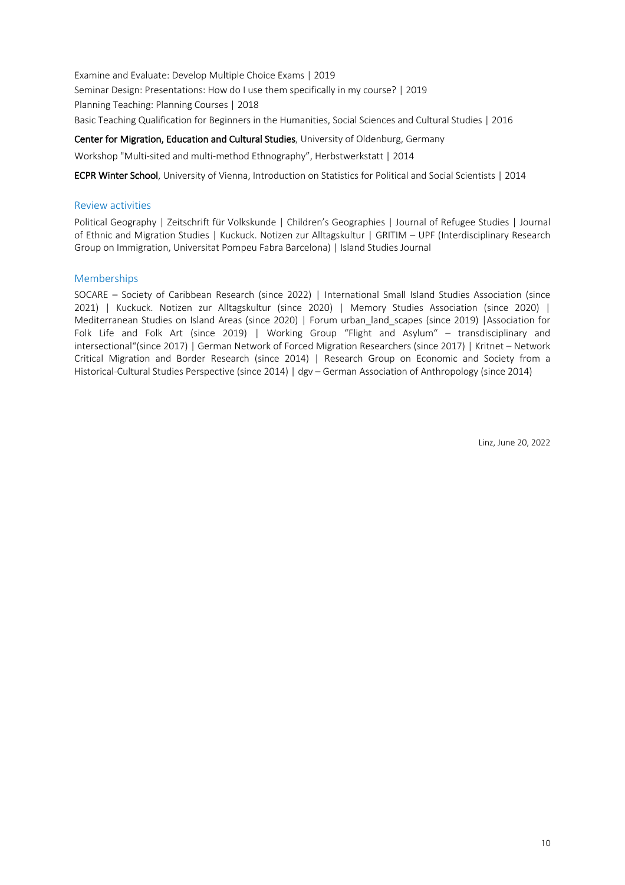Examine and Evaluate: Develop Multiple Choice Exams | 2019

Seminar Design: Presentations: How do I use them specifically in my course? | 2019

Planning Teaching: Planning Courses | 2018

Basic Teaching Qualification for Beginners in the Humanities, Social Sciences and Cultural Studies | 2016

**Center for Migration, Education and Cultural Studies**, University of Oldenburg, Germany

Workshop "Multi-sited and multi-method Ethnography", Herbstwerkstatt | 2014

**ECPR Winter School**, University of Vienna, Introduction on Statistics for Political and Social Scientists | 2014

## Review activities

Political Geography | Zeitschrift für Volkskunde | Children's Geographies | Journal of Refugee Studies | Journal of Ethnic and Migration Studies | Kuckuck. Notizen zur Alltagskultur | GRITIM – UPF (Interdisciplinary Research Group on Immigration, Universitat Pompeu Fabra Barcelona) | Island Studies Journal

## Memberships

SOCARE – Society of Caribbean Research (since 2022) | International Small Island Studies Association (since 2021) | Kuckuck. Notizen zur Alltagskultur (since 2020) | Memory Studies Association (since 2020) | Mediterranean Studies on Island Areas (since 2020) | Forum urban_land_scapes (since 2019) |Association for Folk Life and Folk Art (since 2019) | Working Group "Flight and Asylum" – transdisciplinary and intersectional"(since 2017) | German Network of Forced Migration Researchers (since 2017) | Kritnet – Network Critical Migration and Border Research (since 2014) | Research Group on Economic and Society from a Historical-Cultural Studies Perspective (since 2014) | dgv – German Association of Anthropology (since 2014)

Linz, June 20, 2022